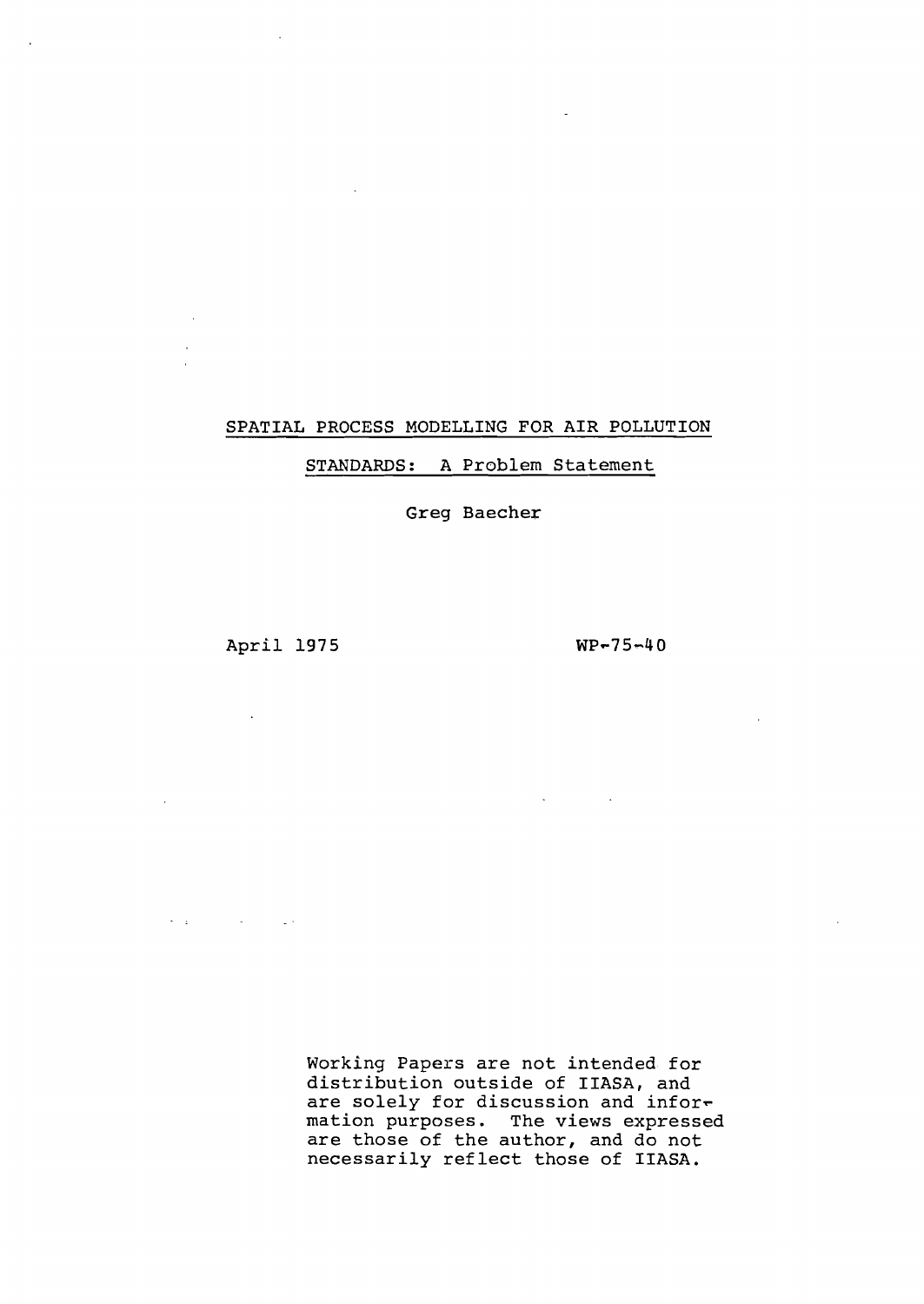# SPATIAL PROCESS MODELLING FOR AIR POLLUTION STANDARDS: A Problem Statement

Greg Baecher

April 1975

WP-75-40

Working Papers are not intended for distribution outside of IIASA, and are solely for discussion and information purposes. The views expressed are those of the author, and do not necessarily reflect those of IIASA.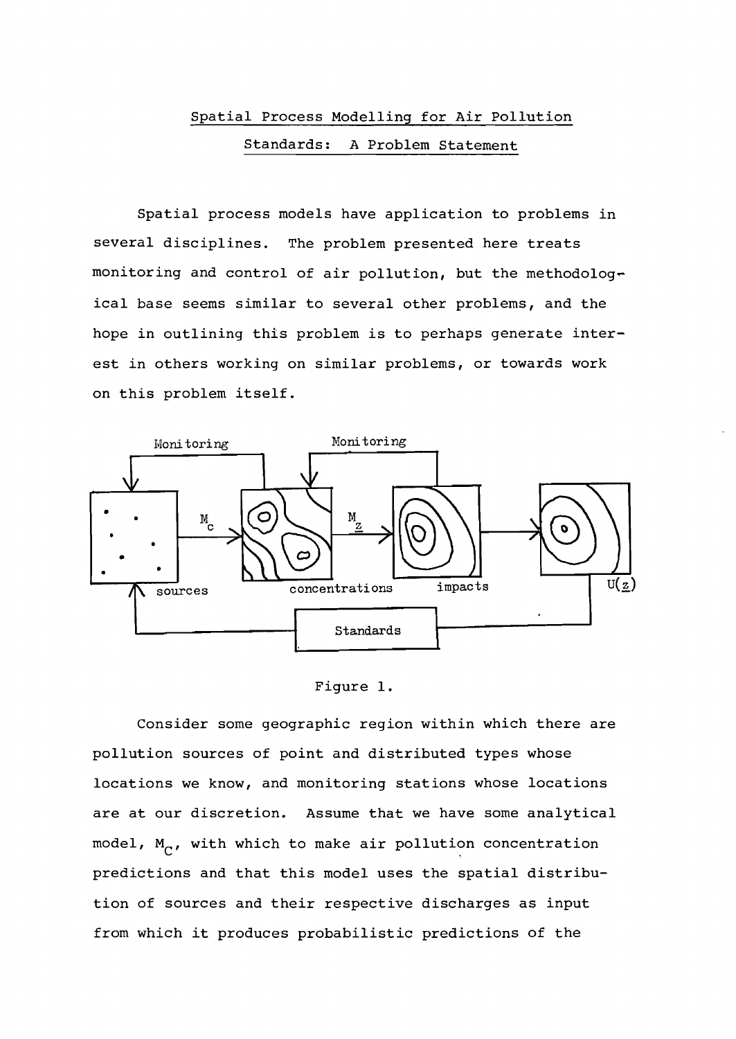Spatial Process Modelling for Air Pollution Standards: A Problem Statement

Spatial process models have application to problems in several disciplines. The problem presented here treats monitoring and control of air pollution, but the methodological base seems similar to several other problems, and the hope in outlining this problem is to perhaps generate interest in others working on similar problems, or towards work on this problem itself.

Monitoring

Monitoring

$M_C$

$M_{\underline{z}}$

sources

concentrations

impacts

$U(\underline{z})$

Standards

Figure 1.

Consider some geographic region within which there are pollution sources of point and distributed types whose locations we know, and monitoring stations whose locations are at our discretion. Assume that we have some analytical model, $M_C$, with which to make air pollution concentration predictions and that this model uses the spatial distribution of sources and their respective discharges as input from which it produces probabilistic predictions of the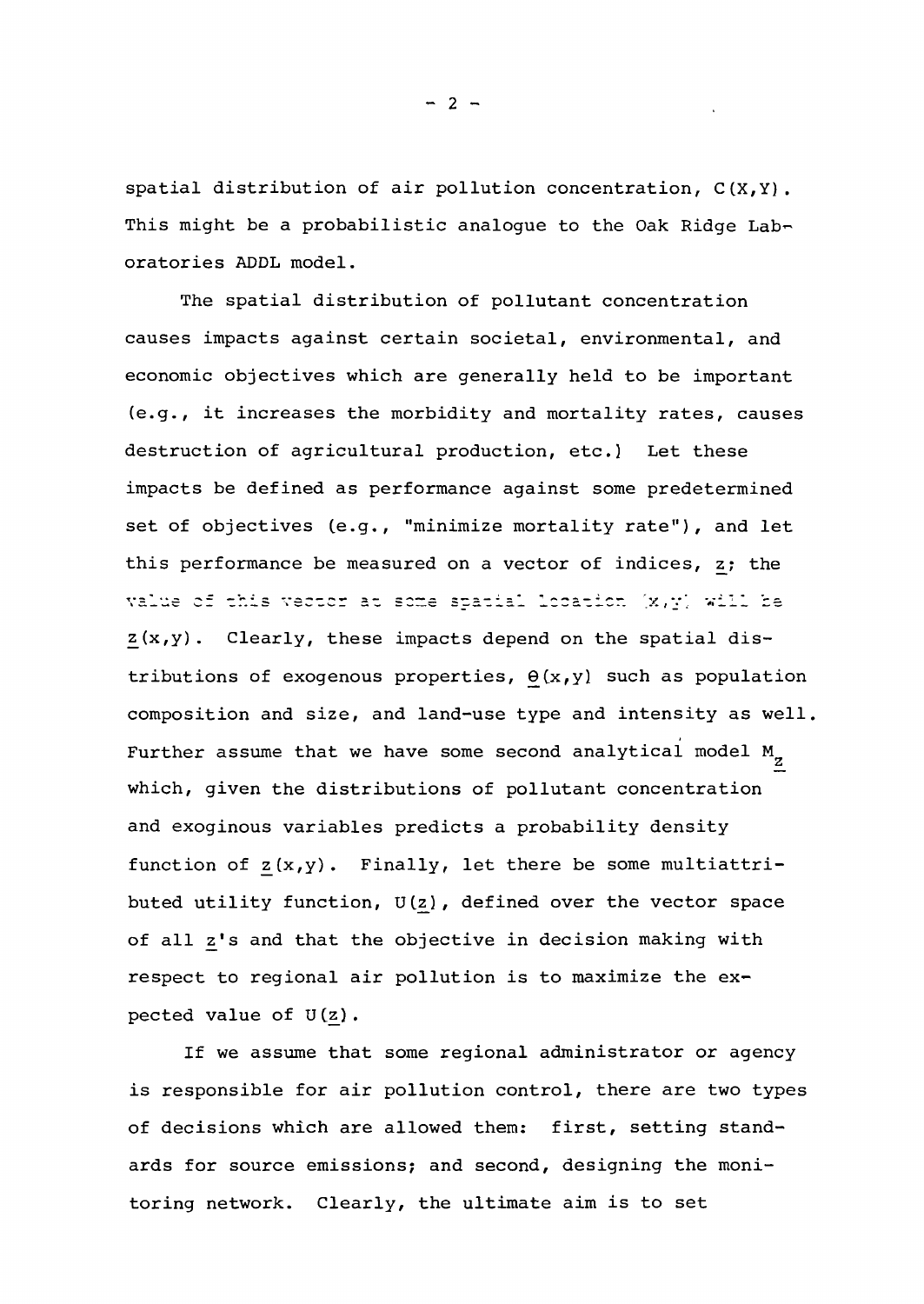spatial distribution of air pollution concentration, $C(X,Y)$. This might be a probabilistic analogue to the Oak Ridge Laboratories ADDL model.

The spatial distribution of pollutant concentration causes impacts against certain societal, environmental, and economic objectives which are generally held to be important (e.g., it increases the morbidity and mortality rates, causes destruction of agricultural production, etc.) Let these impacts be defined as performance against some predetermined set of objectives (e.g., "minimize mortality rate"), and let this performance be measured on a vector of indices, $\underline{z}$; the value of this vector at some spatial location $(x,y)$ will be $\underline{z}(x,y)$. Clearly, these impacts depend on the spatial distributions of exogenous properties, $\underline{\theta}(x,y)$ such as population composition and size, and land-use type and intensity as well. Further assume that we have some second analytical model $M_{\underline{z}}$ which, given the distributions of pollutant concentration and exoginous variables predicts a probability density function of $\underline{z}(x,y)$. Finally, let there be some multiattributed utility function, $U(\underline{z})$, defined over the vector space of all $\underline{z}$'s and that the objective in decision making with respect to regional air pollution is to maximize the expected value of $U(\underline{z})$.

If we assume that some regional administrator or agency is responsible for air pollution control, there are two types of decisions which are allowed them: first, setting standards for source emissions; and second, designing the monitoring network. Clearly, the ultimate aim is to set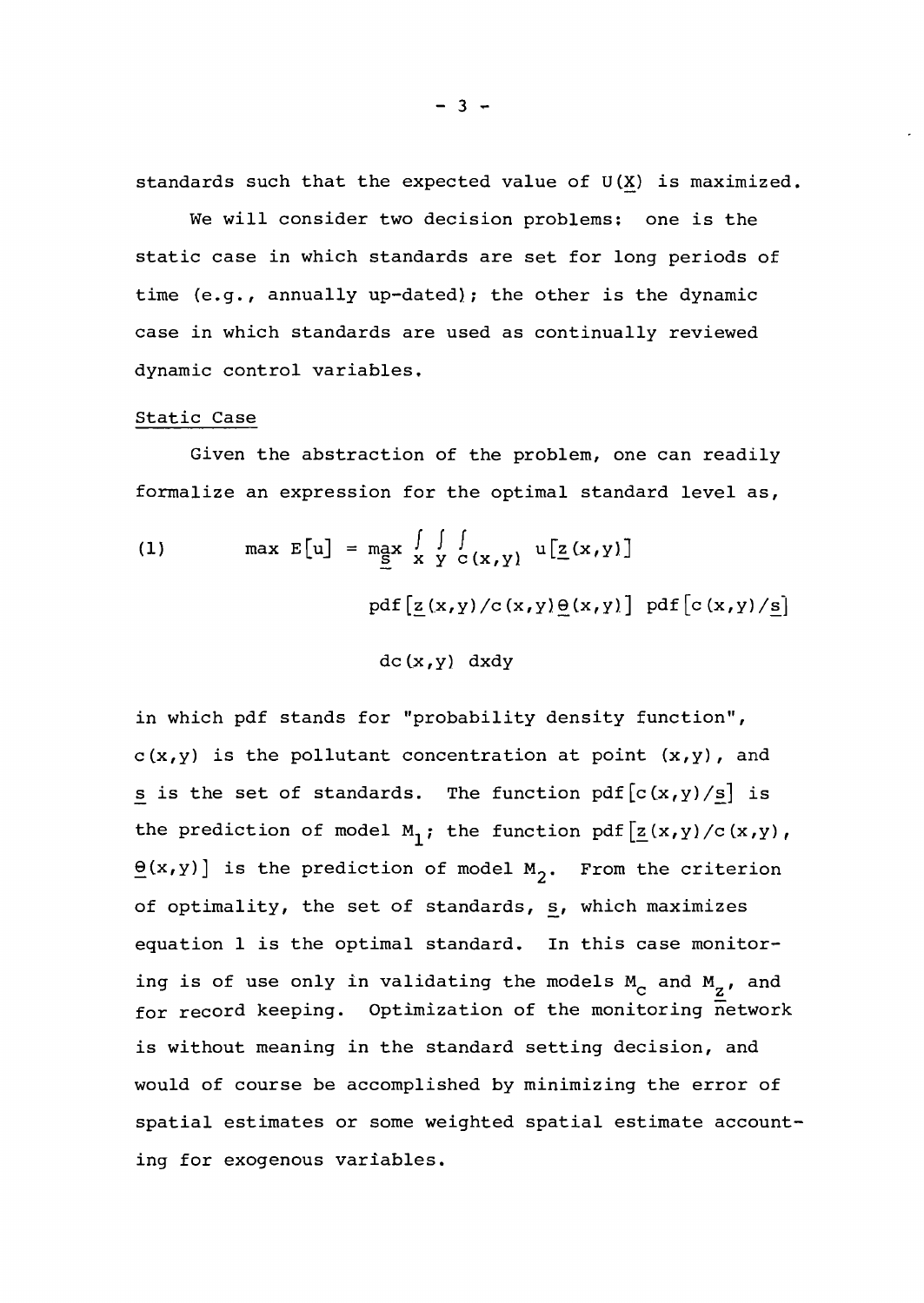standards such that the expected value of $U(\underline{X})$ is maximized.

We will consider two decision problems: one is the static case in which standards are set for long periods of time (e.g., annually up-dated); the other is the dynamic case in which standards are used as continually reviewed dynamic control variables.

Static Case

Given the abstraction of the problem, one can readily formalize an expression for the optimal standard level as,

$$\text{(1)} \qquad \max E[u] = \max_{\underline{s}} \int_x \int_y \int_{c(x,y)} u[\underline{z}(x,y)] \; \text{pdf}[\underline{z}(x,y)/c(x,y)\underline{\theta}(x,y)] \; \text{pdf}[c(x,y)/\underline{s}] \; dc(x,y) \; dxdy$$

in which pdf stands for "probability density function", $c(x,y)$ is the pollutant concentration at point $(x,y)$, and $\underline{s}$ is the set of standards. The function $\text{pdf}[c(x,y)/\underline{s}]$ is the prediction of model $M_1$; the function $\text{pdf}[\underline{z}(x,y)/c(x,y), \underline{\theta}(x,y)]$ is the prediction of model $M_2$. From the criterion of optimality, the set of standards, $\underline{s}$, which maximizes equation 1 is the optimal standard. In this case monitoring is of use only in validating the models $M_c$ and $M_z$, and for record keeping. Optimization of the monitoring network is without meaning in the standard setting decision, and would of course be accomplished by minimizing the error of spatial estimates or some weighted spatial estimate accounting for exogenous variables.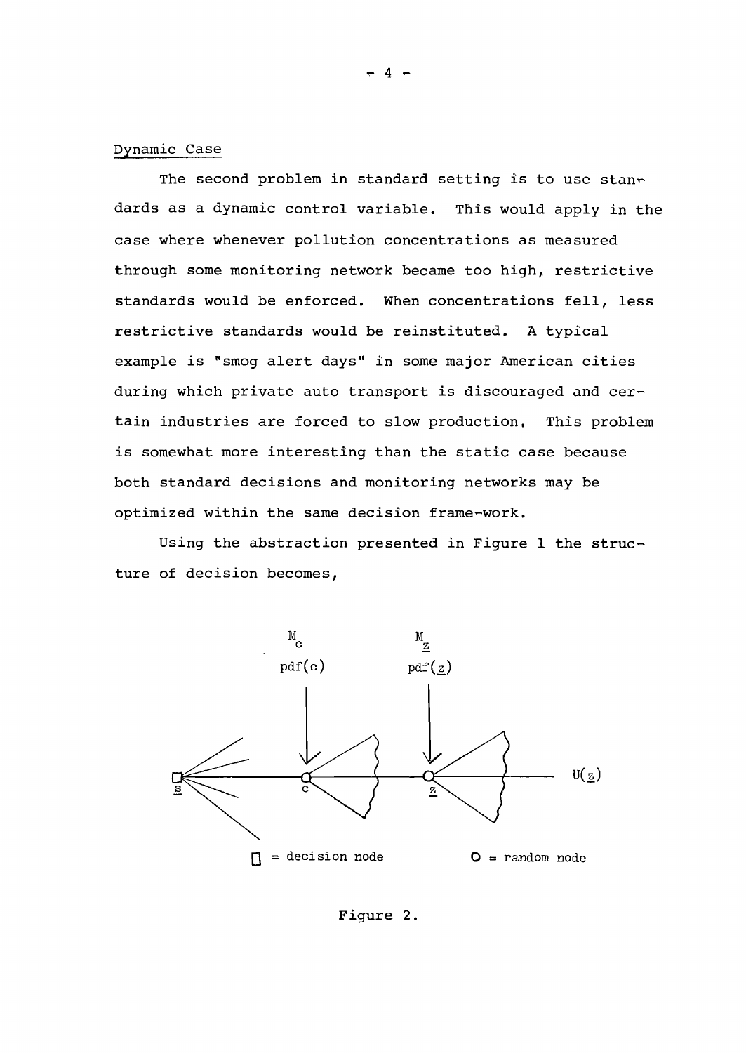## Dynamic Case

The second problem in standard setting is to use standards as a dynamic control variable. This would apply in the case where whenever pollution concentrations as measured through some monitoring network became too high, restrictive standards would be enforced. When concentrations fell, less restrictive standards would be reinstituted. A typical example is "smog alert days" in some major American cities during which private auto transport is discouraged and certain industries are forced to slow production. This problem is somewhat more interesting than the static case because both standard decisions and monitoring networks may be optimized within the same decision frame-work.

Using the abstraction presented in Figure 1 the structure of decision becomes,

$M_c$

pdf(c)

$M_{\underline{z}}$

pdf($\underline{z}$)

$\underline{s}$

c

$\underline{z}$

U($\underline{z}$)

□ = decision node

O = random node

Figure 2.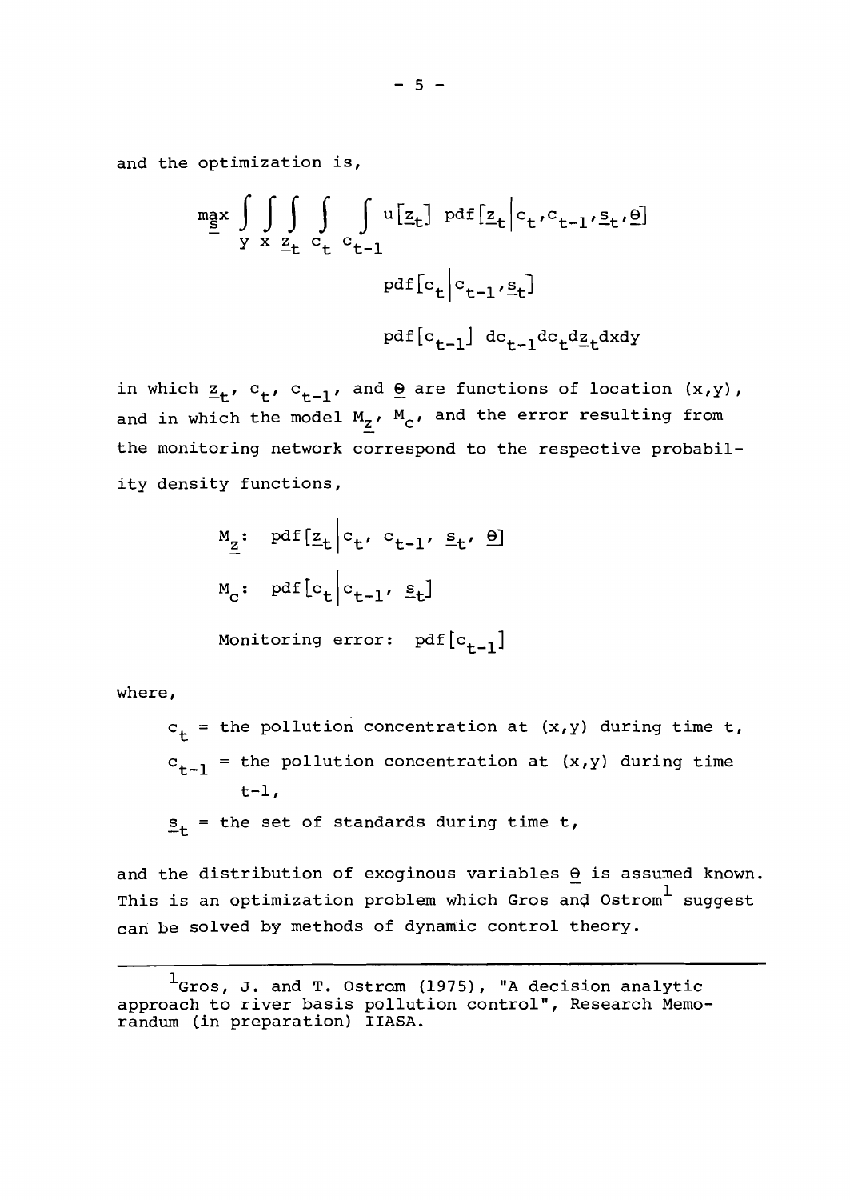and the optimization is,

$$\max_{\underline{s}} \int_y \int_x \int_{\underline{z}_t} \int_{c_t} \int_{c_{t-1}} u[\underline{z}_t] \; \text{pdf}[\underline{z}_t | c_t, c_{t-1}, \underline{s}_t, \underline{\theta}]$$

$$\text{pdf}[c_t | c_{t-1}, \underline{s}_t]$$

$$\text{pdf}[c_{t-1}] \; dc_{t-1} dc_t d\underline{z}_t dx dy$$

in which $\underline{z}_t$, $c_t$, $c_{t-1}$, and $\underline{\theta}$ are functions of location $(x,y)$, and in which the model $M_{\underline{z}}$, $M_c$, and the error resulting from the monitoring network correspond to the respective probability density functions,

$$M_{\underline{z}}: \; \text{pdf}[\underline{z}_t | c_t, c_{t-1}, \underline{s}_t, \underline{\theta}]$$

$$M_c: \; \text{pdf}[c_t | c_{t-1}, \underline{s}_t]$$

$$\text{Monitoring error: } \; \text{pdf}[c_{t-1}]$$

where,

$c_t$ = the pollution concentration at $(x,y)$ during time $t$,

$c_{t-1}$ = the pollution concentration at $(x,y)$ during time $t-1$,

$\underline{s}_t$ = the set of standards during time $t$,

and the distribution of exoginous variables $\underline{\theta}$ is assumed known. This is an optimization problem which Gros and Ostrom[1] suggest can be solved by methods of dynamic control theory.

---

[1] Gros, J. and T. Ostrom (1975), "A decision analytic approach to river basis pollution control", Research Memorandum (in preparation) IIASA.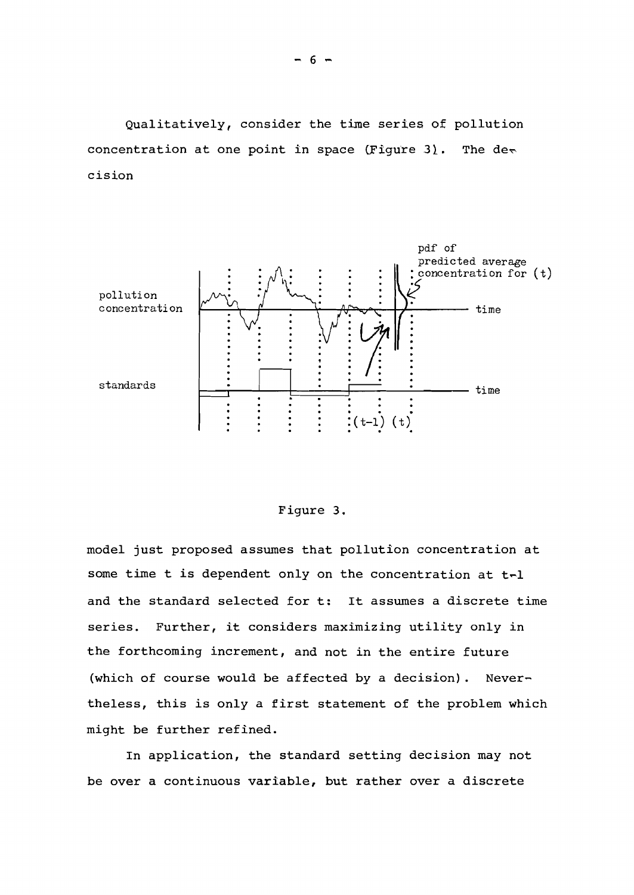Qualitatively, consider the time series of pollution concentration at one point in space (Figure 3). The decision

pdf of predicted average concentration for (t)

pollution concentration

time

standards

time

(t-1) (t)

Figure 3.

model just proposed assumes that pollution concentration at some time t is dependent only on the concentration at t-1 and the standard selected for t: It assumes a discrete time series. Further, it considers maximizing utility only in the forthcoming increment, and not in the entire future (which of course would be affected by a decision). Nevertheless, this is only a first statement of the problem which might be further refined.

In application, the standard setting decision may not be over a continuous variable, but rather over a discrete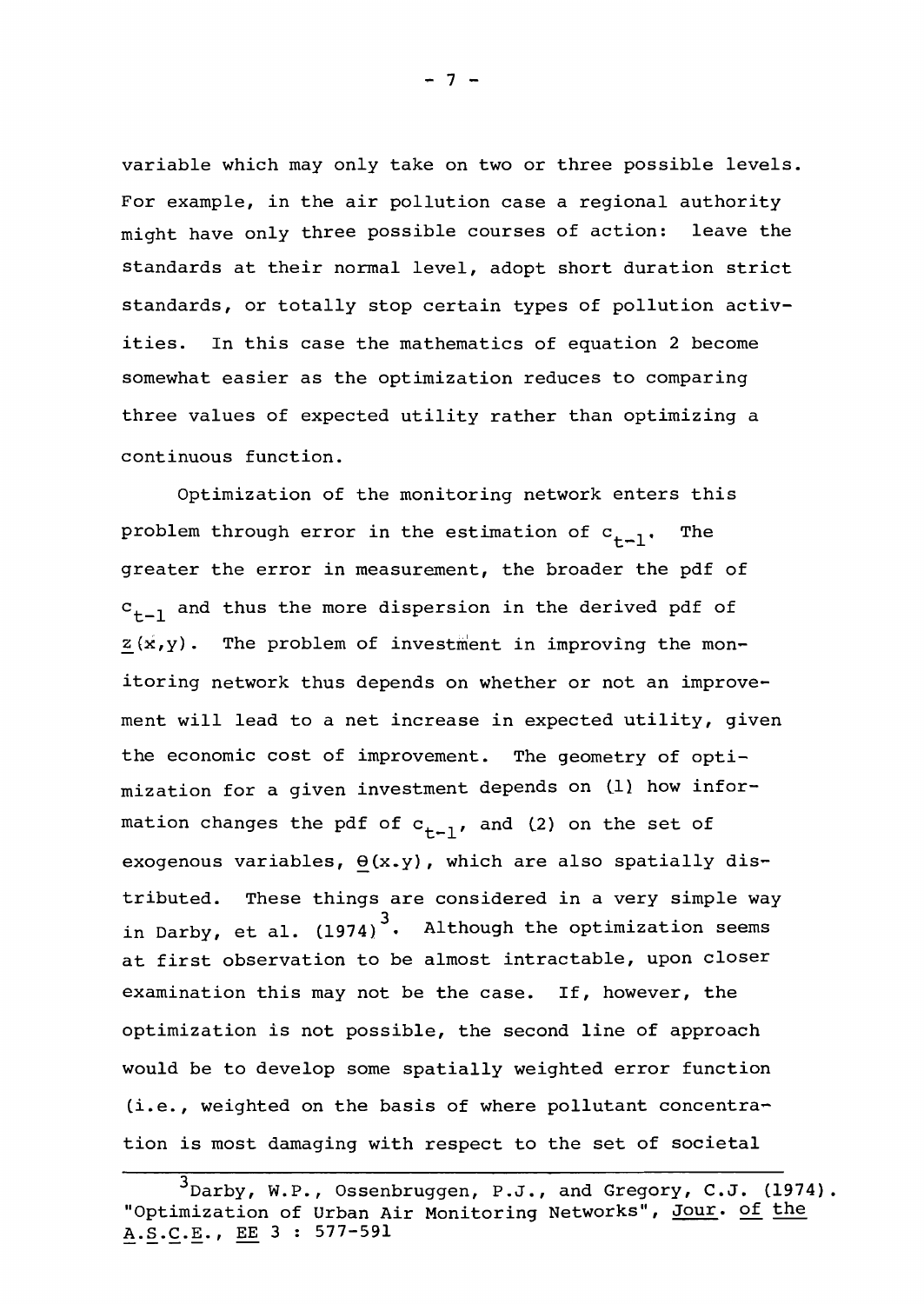variable which may only take on two or three possible levels. For example, in the air pollution case a regional authority might have only three possible courses of action: leave the standards at their normal level, adopt short duration strict standards, or totally stop certain types of pollution activities. In this case the mathematics of equation 2 become somewhat easier as the optimization reduces to comparing three values of expected utility rather than optimizing a continuous function.

Optimization of the monitoring network enters this problem through error in the estimation of $c_{t-1}$. The greater the error in measurement, the broader the pdf of $c_{t-1}$ and thus the more dispersion in the derived pdf of $\underline{z}(x,y)$. The problem of investment in improving the monitoring network thus depends on whether or not an improvement will lead to a net increase in expected utility, given the economic cost of improvement. The geometry of optimization for a given investment depends on (1) how information changes the pdf of $c_{t-1}$, and (2) on the set of exogenous variables, $\underline{\theta}(x.y)$, which are also spatially distributed. These things are considered in a very simple way in Darby, et al. (1974)[3]. Although the optimization seems at first observation to be almost intractable, upon closer examination this may not be the case. If, however, the optimization is not possible, the second line of approach would be to develop some spatially weighted error function (i.e., weighted on the basis of where pollutant concentration is most damaging with respect to the set of societal

---

[3]Darby, W.P., Ossenbruggen, P.J., and Gregory, C.J. (1974). "Optimization of Urban Air Monitoring Networks", Jour. of the A.S.C.E., EE 3 : 577-591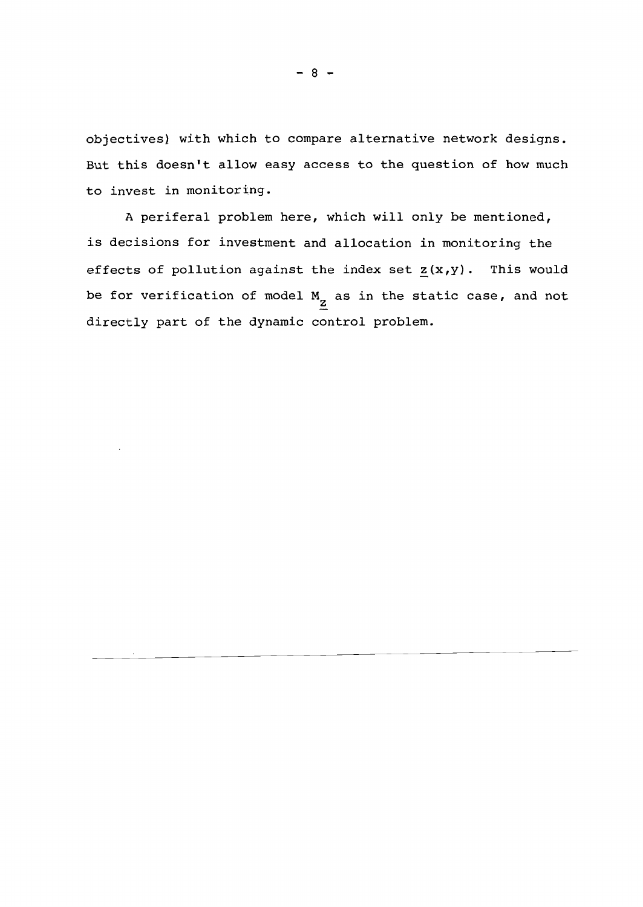objectives) with which to compare alternative network designs. But this doesn't allow easy access to the question of how much to invest in monitoring.

A periferal problem here, which will only be mentioned, is decisions for investment and allocation in monitoring the effects of pollution against the index set $\underline{z}(x,y)$. This would be for verification of model $M_{\underline{z}}$ as in the static case, and not directly part of the dynamic control problem.